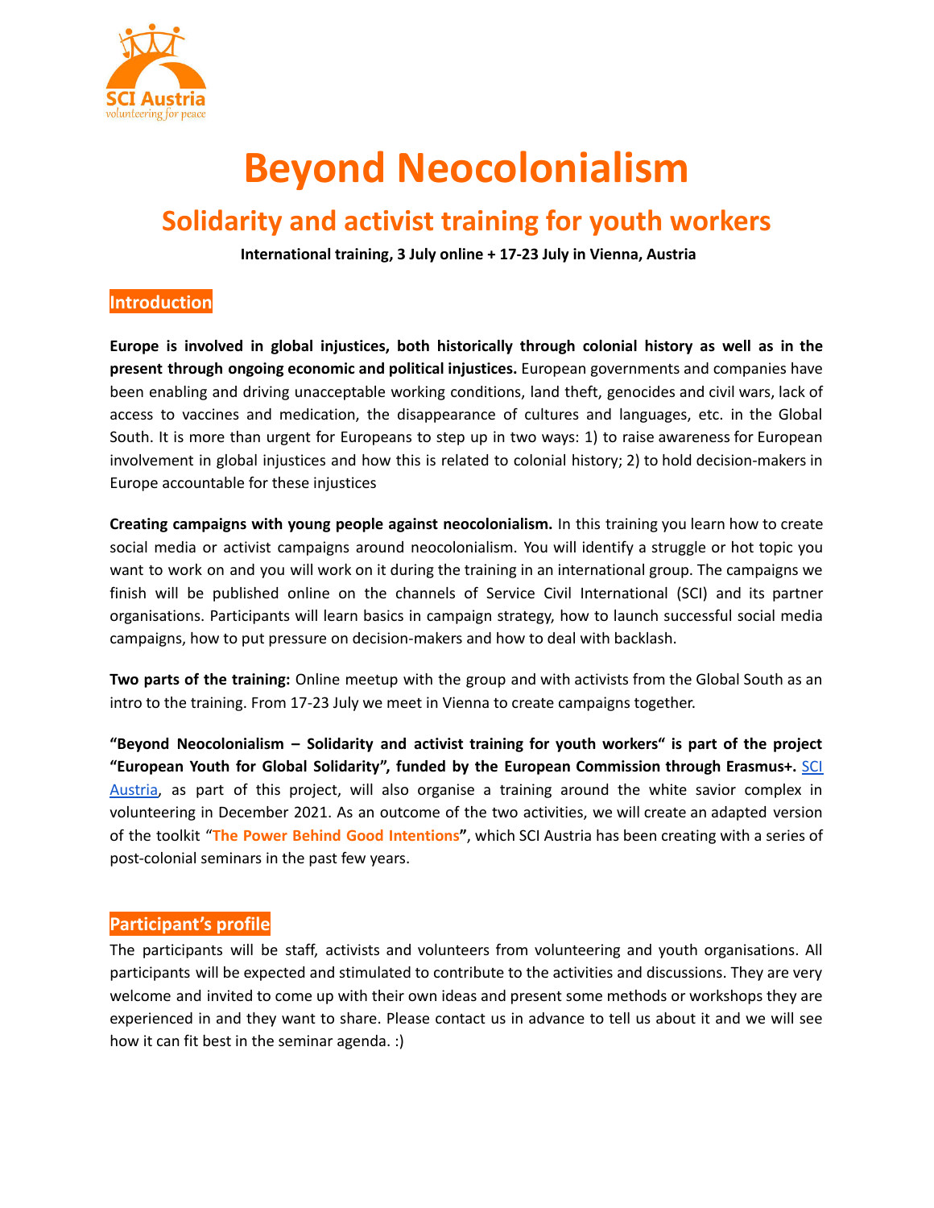# Beyond Neocolonialism

## Solidarity and activist training for youth workers

**International training, 3 July online + 17-23 July in Vienna, Austria**

### Introduction

**Europe is involved in global injustices, both historically through colonial history as well as in the present through ongoing economic and political injustices.** European governments and companies have been enabling and driving unacceptable working conditions, land theft, genocides and civil wars, lack of access to vaccines and medication, the disappearance of cultures and languages, etc. in the Global South. It is more than urgent for Europeans to step up in two ways: 1) to raise awareness for European involvement in global injustices and how this is related to colonial history; 2) to hold decision-makers in Europe accountable for these injustices

**Creating campaigns with young people against neocolonialism.** In this training you learn how to create social media or activist campaigns around neocolonialism. You will identify a struggle or hot topic you want to work on and you will work on it during the training in an international group. The campaigns we finish will be published online on the channels of Service Civil International (SCI) and its partner organisations. Participants will learn basics in campaign strategy, how to launch successful social media campaigns, how to put pressure on decision-makers and how to deal with backlash.

**Two parts of the training:** Online meetup with the group and with activists from the Global South as an intro to the training. From 17-23 July we meet in Vienna to create campaigns together.

**"Beyond Neocolonialism – Solidarity and activist training for youth workers" is part of the project "European Youth for Global Solidarity", funded by the European Commission through Erasmus+.** SCI Austria, as part of this project, will also organise a training around the white savior complex in volunteering in December 2021. As an outcome of the two activities, we will create an adapted version of the toolkit "**The Power Behind Good Intentions**", which SCI Austria has been creating with a series of post-colonial seminars in the past few years.

### Participant's profile

The participants will be staff, activists and volunteers from volunteering and youth organisations. All participants will be expected and stimulated to contribute to the activities and discussions. They are very welcome and invited to come up with their own ideas and present some methods or workshops they are experienced in and they want to share. Please contact us in advance to tell us about it and we will see how it can fit best in the seminar agenda. :)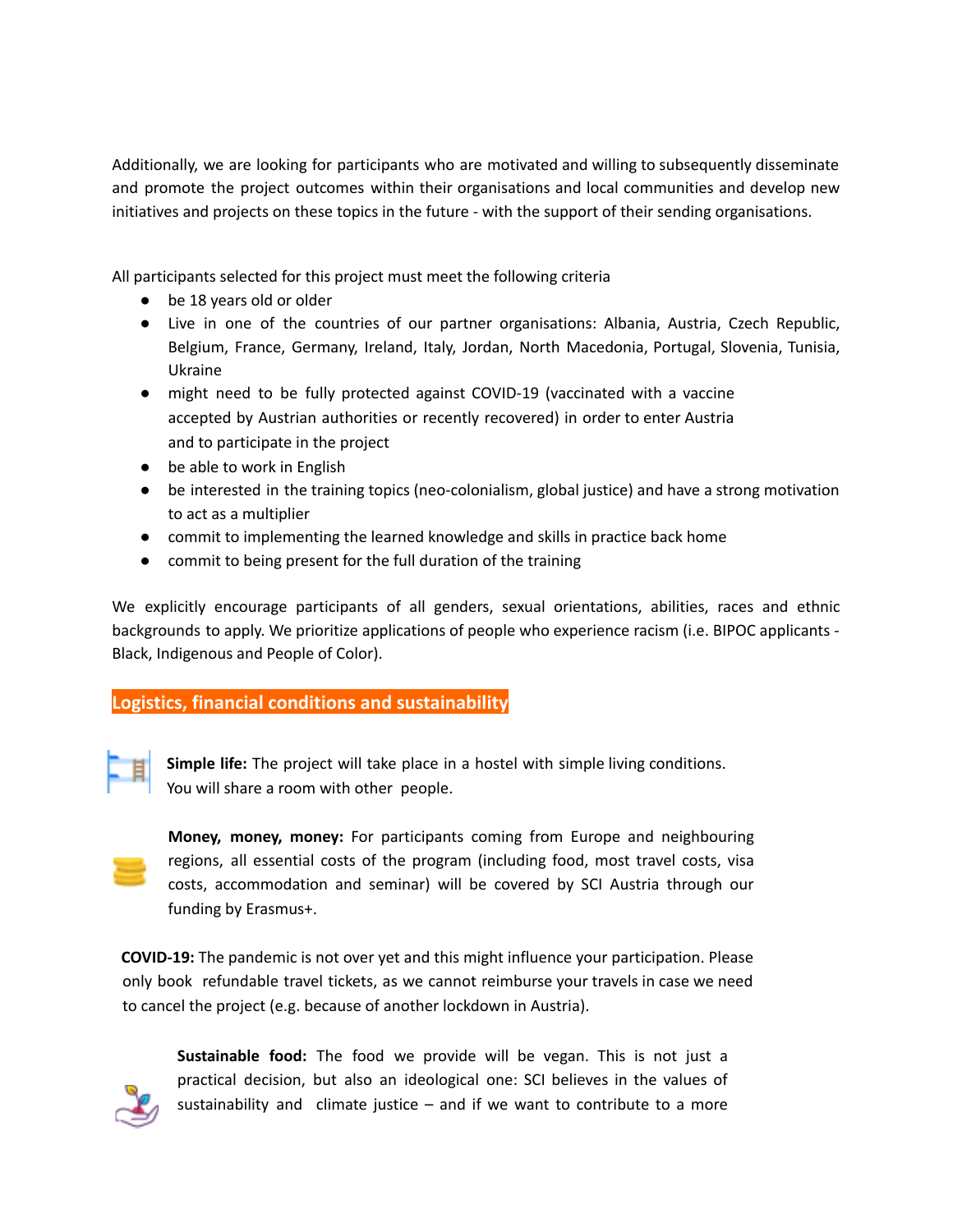Additionally, we are looking for participants who are motivated and willing to subsequently disseminate and promote the project outcomes within their organisations and local communities and develop new initiatives and projects on these topics in the future - with the support of their sending organisations.

All participants selected for this project must meet the following criteria

- be 18 years old or older
- Live in one of the countries of our partner organisations: Albania, Austria, Czech Republic, Belgium, France, Germany, Ireland, Italy, Jordan, North Macedonia, Portugal, Slovenia, Tunisia, Ukraine
- might need to be fully protected against COVID-19 (vaccinated with a vaccine accepted by Austrian authorities or recently recovered) in order to enter Austria and to participate in the project
- be able to work in English
- be interested in the training topics (neo-colonialism, global justice) and have a strong motivation to act as a multiplier
- commit to implementing the learned knowledge and skills in practice back home
- commit to being present for the full duration of the training

We explicitly encourage participants of all genders, sexual orientations, abilities, races and ethnic backgrounds to apply. We prioritize applications of people who experience racism (i.e. BIPOC applicants - Black, Indigenous and People of Color).

## Logistics, financial conditions and sustainability

**Simple life:** The project will take place in a hostel with simple living conditions. You will share a room with other people.

**Money, money, money:** For participants coming from Europe and neighbouring regions, all essential costs of the program (including food, most travel costs, visa costs, accommodation and seminar) will be covered by SCI Austria through our funding by Erasmus+.

**COVID-19:** The pandemic is not over yet and this might influence your participation. Please only book refundable travel tickets, as we cannot reimburse your travels in case we need to cancel the project (e.g. because of another lockdown in Austria).

**Sustainable food:** The food we provide will be vegan. This is not just a practical decision, but also an ideological one: SCI believes in the values of sustainability and climate justice – and if we want to contribute to a more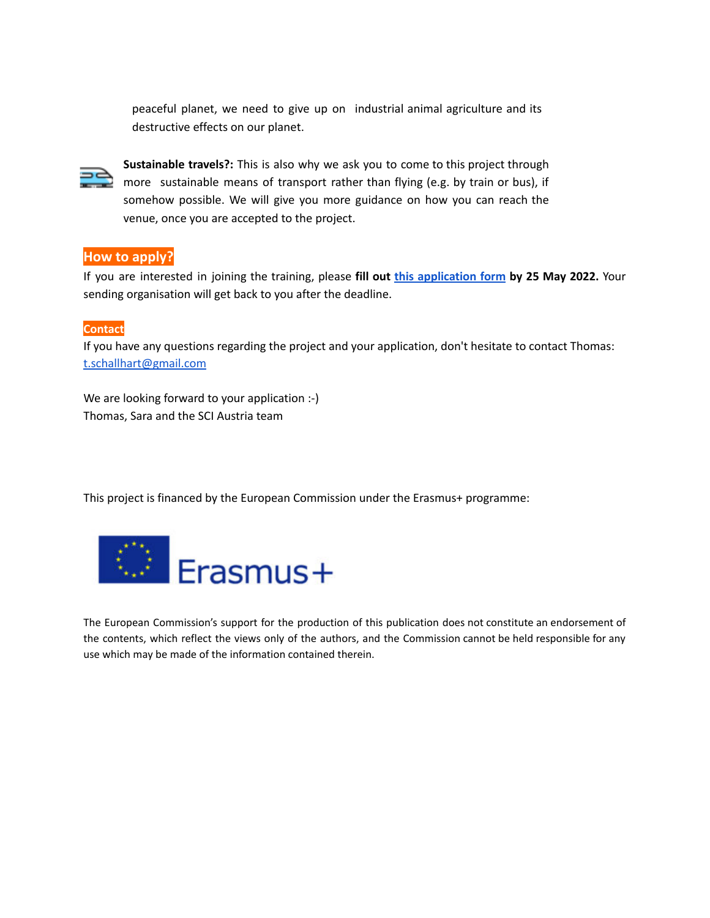peaceful planet, we need to give up on industrial animal agriculture and its destructive effects on our planet.

**Sustainable travels?:** This is also why we ask you to come to this project through more sustainable means of transport rather than flying (e.g. by train or bus), if somehow possible. We will give you more guidance on how you can reach the venue, once you are accepted to the project.

## How to apply?

If you are interested in joining the training, please **fill out [this application form](#) by 25 May 2022.** Your sending organisation will get back to you after the deadline.

## Contact

If you have any questions regarding the project and your application, don't hesitate to contact Thomas: t.schallhart@gmail.com

We are looking forward to your application :-)
Thomas, Sara and the SCI Austria team

This project is financed by the European Commission under the Erasmus+ programme:

Erasmus+

The European Commission's support for the production of this publication does not constitute an endorsement of the contents, which reflect the views only of the authors, and the Commission cannot be held responsible for any use which may be made of the information contained therein.